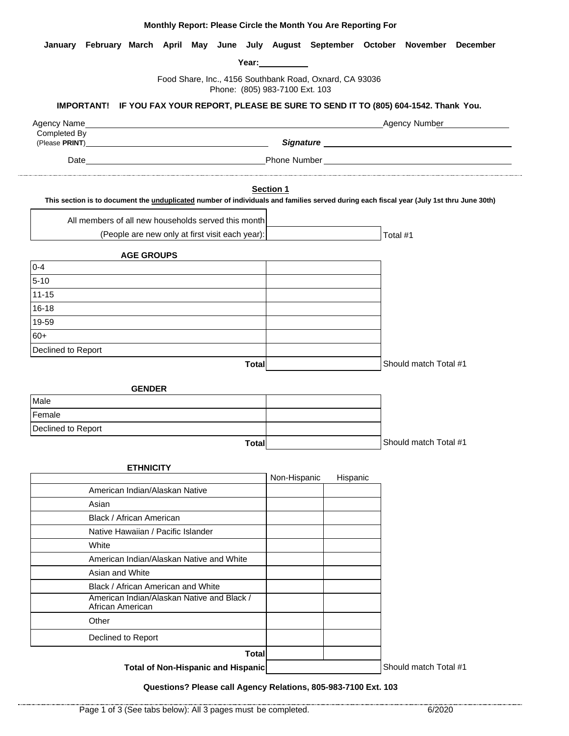**Monthly Report: Please Circle the Month You Are Reporting For**

**January February March April May June July August September October November December**

**Year:** ___________

Food Share, Inc., 4156 Southbank Road, Oxnard, CA 93036
Phone: (805) 983-7100 Ext. 103

**IMPORTANT! IF YOU FAX YOUR REPORT, PLEASE BE SURE TO SEND IT TO (805) 604-1542. Thank You.**

Agency Name ______________________________ Agency Number ______________

Completed By (Please **PRINT**) ______________________________ ***Signature*** ______________________________

Date ______________________________ Phone Number ______________________________

## Section 1

**This section is to document the unduplicated number of individuals and families served during each fiscal year (July 1st thru June 30th)**

| | | |
|---|---|---|
| All members of all new households served this month (People are new only at first visit each year): | | Total #1 |

**AGE GROUPS**

| | | |
|---|---|---|
| 0-4 | | |
| 5-10 | | |
| 11-15 | | |
| 16-18 | | |
| 19-59 | | |
| 60+ | | |
| Declined to Report | | |
| **Total** | | Should match Total #1 |

**GENDER**

| | | |
|---|---|---|
| Male | | |
| Female | | |
| Declined to Report | | |
| **Total** | | Should match Total #1 |

**ETHNICITY**

| | Non-Hispanic | Hispanic | |
|---|---|---|---|
| American Indian/Alaskan Native | | | |
| Asian | | | |
| Black / African American | | | |
| Native Hawaiian / Pacific Islander | | | |
| White | | | |
| American Indian/Alaskan Native and White | | | |
| Asian and White | | | |
| Black / African American and White | | | |
| American Indian/Alaskan Native and Black / African American | | | |
| Other | | | |
| Declined to Report | | | |
| **Total** | | | |
| **Total of Non-Hispanic and Hispanic** | | | Should match Total #1 |

**Questions? Please call Agency Relations, 805-983-7100 Ext. 103**

Page 1 of 3 (See tabs below): All 3 pages must be completed. 6/2020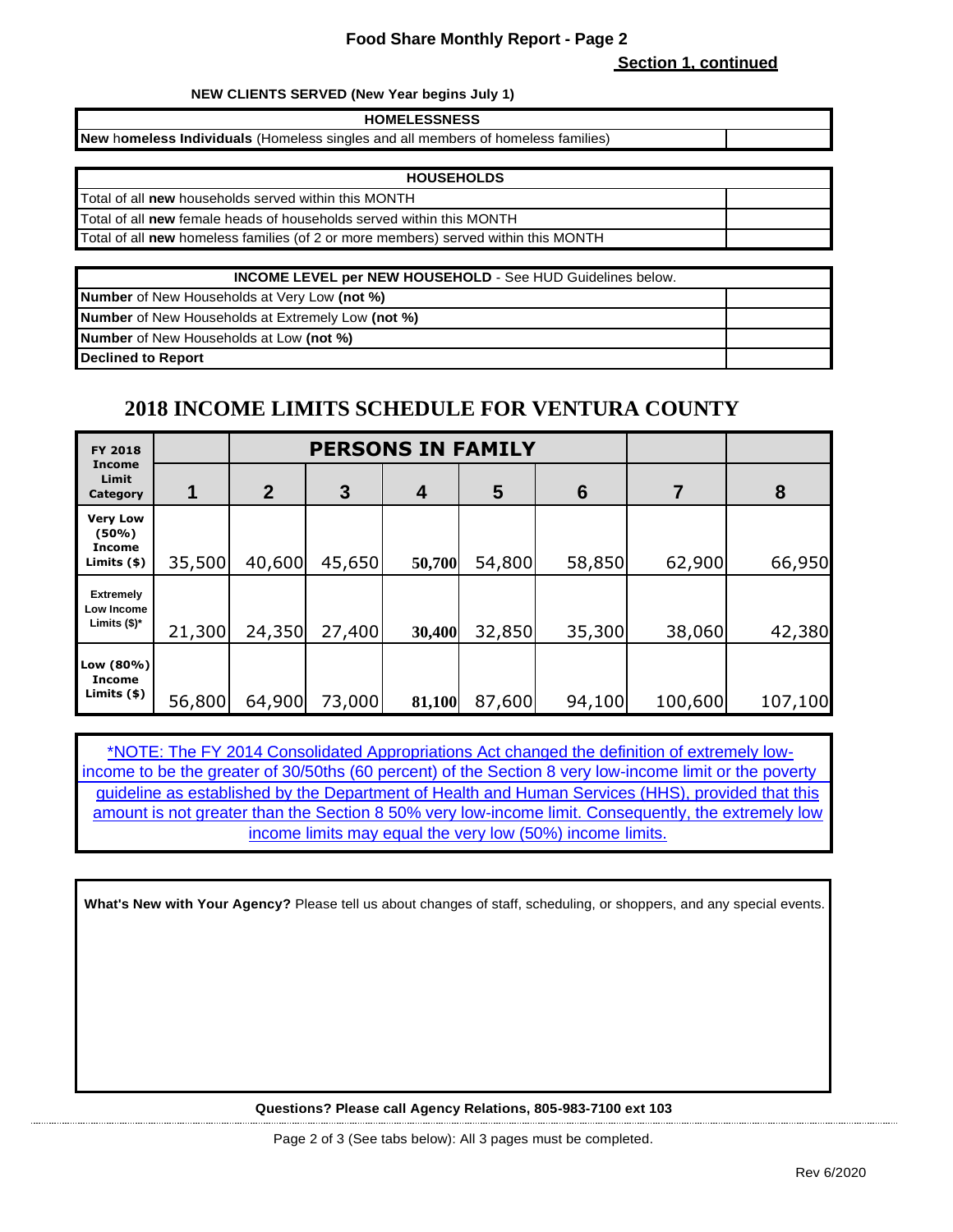# Food Share Monthly Report - Page 2

## Section 1, continued

**NEW CLIENTS SERVED (New Year begins July 1)**

| HOMELESSNESS | |
|---|---|
| **New homeless Individuals** (Homeless singles and all members of homeless families) | |

| HOUSEHOLDS | |
|---|---|
| Total of all **new** households served within this MONTH | |
| Total of all **new** female heads of households served within this MONTH | |
| Total of all **new** homeless families (of 2 or more members) served within this MONTH | |

| **INCOME LEVEL per NEW HOUSEHOLD** - See HUD Guidelines below. | |
|---|---|
| **Number** of New Households at Very Low **(not %)** | |
| **Number** of New Households at Extremely Low **(not %)** | |
| **Number** of New Households at Low **(not %)** | |
| **Declined to Report** | |

## 2018 INCOME LIMITS SCHEDULE FOR VENTURA COUNTY

| FY 2018 Income Limit Category | | PERSONS IN FAMILY | | | | | | |
|---|---|---|---|---|---|---|---|---|
| | 1 | 2 | 3 | 4 | 5 | 6 | 7 | 8 |
| **Very Low (50%) Income Limits ($)** | 35,500 | 40,600 | 45,650 | 50,700 | 54,800 | 58,850 | 62,900 | 66,950 |
| **Extremely Low Income Limits ($)*** | 21,300 | 24,350 | 27,400 | 30,400 | 32,850 | 35,300 | 38,060 | 42,380 |
| **Low (80%) Income Limits ($)** | 56,800 | 64,900 | 73,000 | 81,100 | 87,600 | 94,100 | 100,600 | 107,100 |

*NOTE: The FY 2014 Consolidated Appropriations Act changed the definition of extremely low-income to be the greater of 30/50ths (60 percent) of the Section 8 very low-income limit or the poverty guideline as established by the Department of Health and Human Services (HHS), provided that this amount is not greater than the Section 8 50% very low-income limit. Consequently, the extremely low income limits may equal the very low (50%) income limits.

**What's New with Your Agency?** Please tell us about changes of staff, scheduling, or shoppers, and any special events.

**Questions? Please call Agency Relations, 805-983-7100 ext 103**

Page 2 of 3 (See tabs below): All 3 pages must be completed.

Rev 6/2020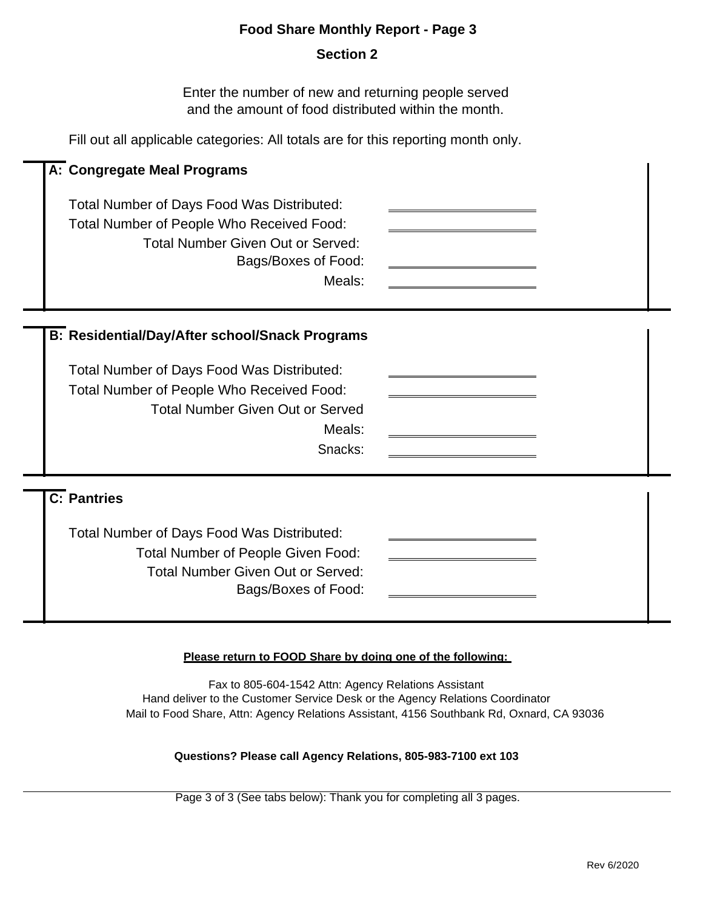# Food Share Monthly Report - Page 3

## Section 2

Enter the number of new and returning people served
and the amount of food distributed within the month.

Fill out all applicable categories: All totals are for this reporting month only.

### A: Congregate Meal Programs

Total Number of Days Food Was Distributed: \_\_\_\_\_\_\_\_\_\_\_\_\_\_\_\_\_\_\_\_

Total Number of People Who Received Food: \_\_\_\_\_\_\_\_\_\_\_\_\_\_\_\_\_\_\_\_

Total Number Given Out or Served:

Bags/Boxes of Food: \_\_\_\_\_\_\_\_\_\_\_\_\_\_\_\_\_\_\_\_

Meals: \_\_\_\_\_\_\_\_\_\_\_\_\_\_\_\_\_\_\_\_

### B: Residential/Day/After school/Snack Programs

Total Number of Days Food Was Distributed: \_\_\_\_\_\_\_\_\_\_\_\_\_\_\_\_\_\_\_\_

Total Number of People Who Received Food: \_\_\_\_\_\_\_\_\_\_\_\_\_\_\_\_\_\_\_\_

Total Number Given Out or Served

Meals: \_\_\_\_\_\_\_\_\_\_\_\_\_\_\_\_\_\_\_\_

Snacks: \_\_\_\_\_\_\_\_\_\_\_\_\_\_\_\_\_\_\_\_

### C: Pantries

Total Number of Days Food Was Distributed: \_\_\_\_\_\_\_\_\_\_\_\_\_\_\_\_\_\_\_\_

Total Number of People Given Food: \_\_\_\_\_\_\_\_\_\_\_\_\_\_\_\_\_\_\_\_

Total Number Given Out or Served:

Bags/Boxes of Food: \_\_\_\_\_\_\_\_\_\_\_\_\_\_\_\_\_\_\_\_

**Please return to FOOD Share by doing one of the following:**

Fax to 805-604-1542 Attn: Agency Relations Assistant
Hand deliver to the Customer Service Desk or the Agency Relations Coordinator
Mail to Food Share, Attn: Agency Relations Assistant, 4156 Southbank Rd, Oxnard, CA 93036

**Questions? Please call Agency Relations, 805-983-7100 ext 103**

Page 3 of 3 (See tabs below): Thank you for completing all 3 pages.

Rev 6/2020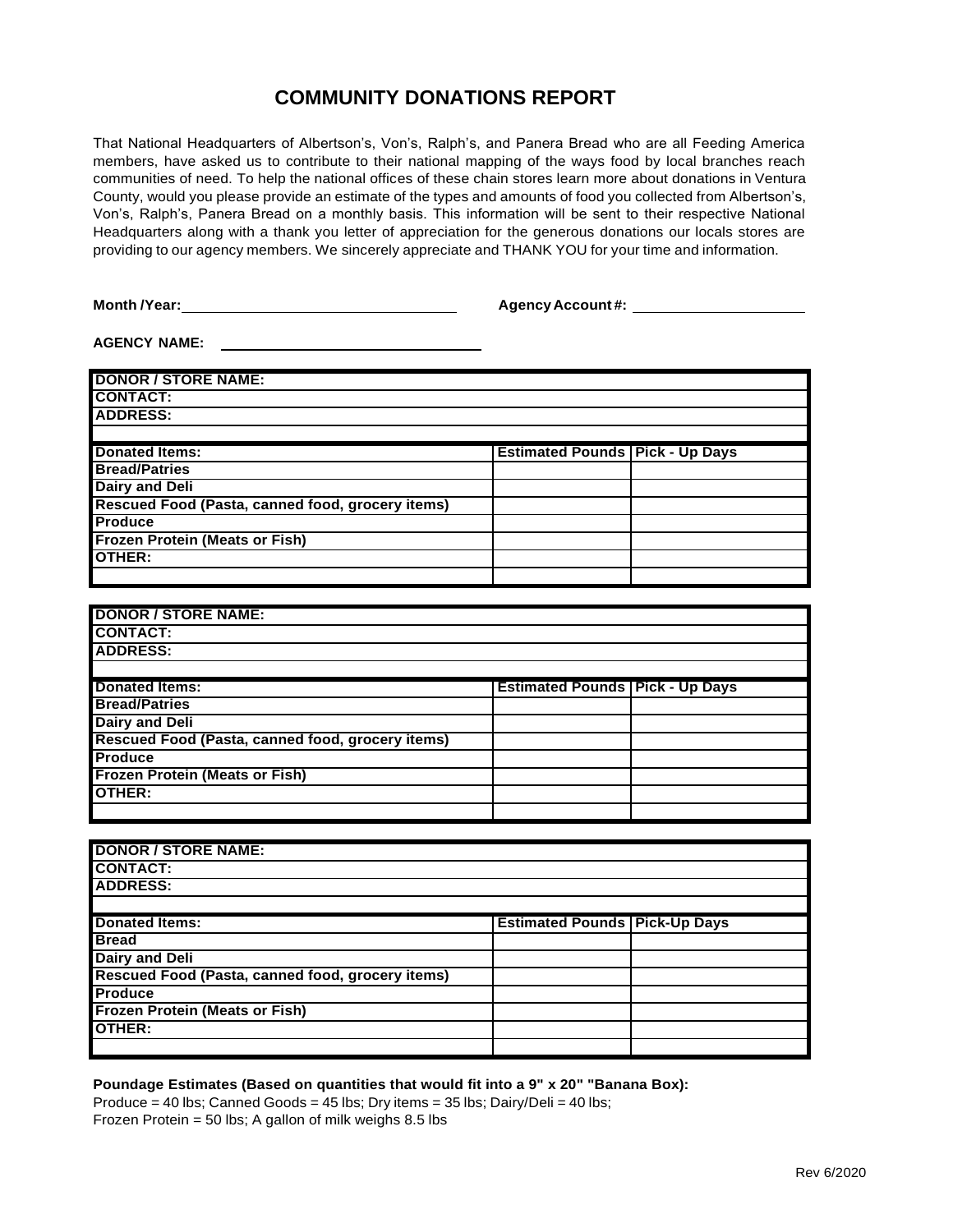# COMMUNITY DONATIONS REPORT

That National Headquarters of Albertson's, Von's, Ralph's, and Panera Bread who are all Feeding America members, have asked us to contribute to their national mapping of the ways food by local branches reach communities of need. To help the national offices of these chain stores learn more about donations in Ventura County, would you please provide an estimate of the types and amounts of food you collected from Albertson's, Von's, Ralph's, Panera Bread on a monthly basis. This information will be sent to their respective National Headquarters along with a thank you letter of appreciation for the generous donations our locals stores are providing to our agency members. We sincerely appreciate and THANK YOU for your time and information.

**Month /Year:** ______________________________ **Agency Account #:** ____________________

**AGENCY NAME:** ______________________________

| | | |
|---|---|---|
| **DONOR / STORE NAME:** | | |
| **CONTACT:** | | |
| **ADDRESS:** | | |
| | | |
| **Donated Items:** | **Estimated Pounds** | **Pick - Up Days** |
| **Bread/Patries** | | |
| **Dairy and Deli** | | |
| **Rescued Food (Pasta, canned food, grocery items)** | | |
| **Produce** | | |
| **Frozen Protein (Meats or Fish)** | | |
| **OTHER:** | | |
| | | |

| | | |
|---|---|---|
| **DONOR / STORE NAME:** | | |
| **CONTACT:** | | |
| **ADDRESS:** | | |
| | | |
| **Donated Items:** | **Estimated Pounds** | **Pick - Up Days** |
| **Bread/Patries** | | |
| **Dairy and Deli** | | |
| **Rescued Food (Pasta, canned food, grocery items)** | | |
| **Produce** | | |
| **Frozen Protein (Meats or Fish)** | | |
| **OTHER:** | | |
| | | |

| | | |
|---|---|---|
| **DONOR / STORE NAME:** | | |
| **CONTACT:** | | |
| **ADDRESS:** | | |
| | | |
| **Donated Items:** | **Estimated Pounds** | **Pick-Up Days** |
| **Bread** | | |
| **Dairy and Deli** | | |
| **Rescued Food (Pasta, canned food, grocery items)** | | |
| **Produce** | | |
| **Frozen Protein (Meats or Fish)** | | |
| **OTHER:** | | |
| | | |

**Poundage Estimates (Based on quantities that would fit into a 9" x 20" "Banana Box):**

Produce = 40 lbs; Canned Goods = 45 lbs; Dry items = 35 lbs; Dairy/Deli = 40 lbs;
Frozen Protein = 50 lbs; A gallon of milk weighs 8.5 lbs

Rev 6/2020